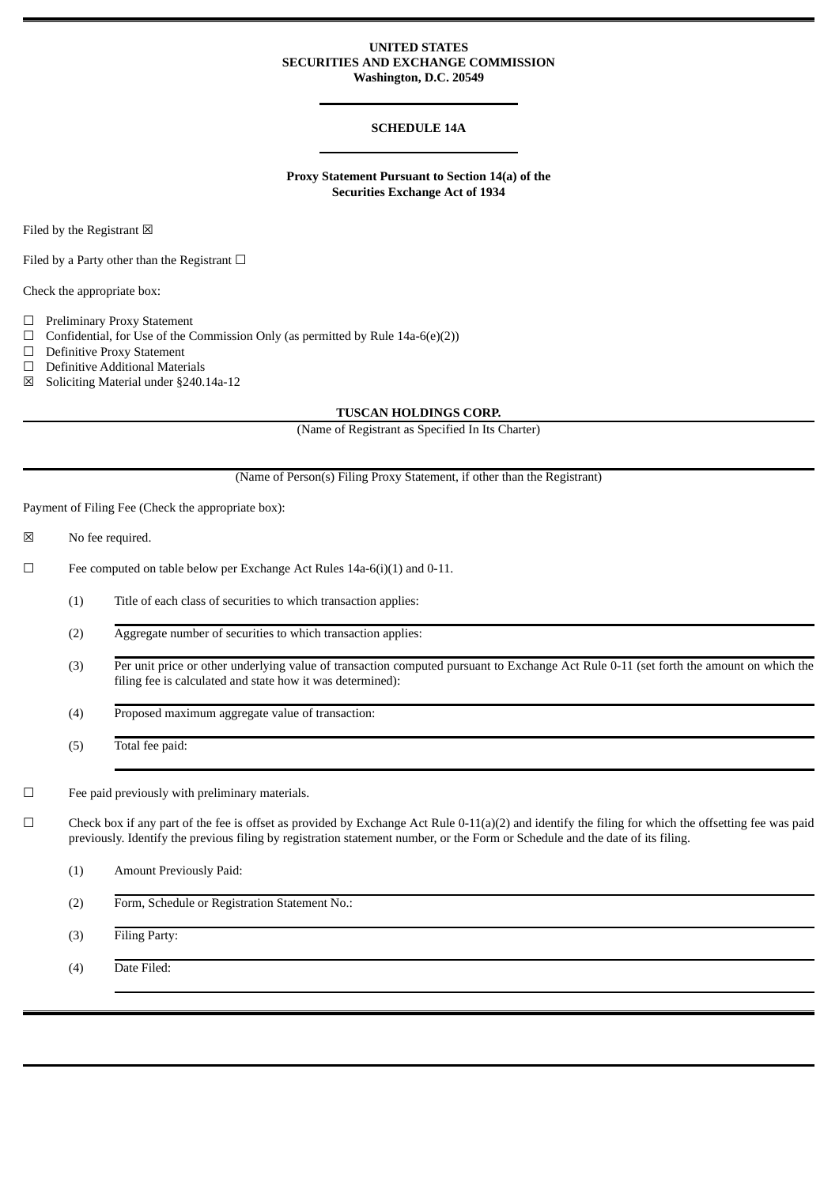**UNITED STATES**
**SECURITIES AND EXCHANGE COMMISSION**
**Washington, D.C. 20549**

**SCHEDULE 14A**

**Proxy Statement Pursuant to Section 14(a) of the Securities Exchange Act of 1934**

Filed by the Registrant ☒

Filed by a Party other than the Registrant ☐

Check the appropriate box:

☐ Preliminary Proxy Statement
☐ Confidential, for Use of the Commission Only (as permitted by Rule 14a-6(e)(2))
☐ Definitive Proxy Statement
☐ Definitive Additional Materials
☒ Soliciting Material under §240.14a-12

**TUSCAN HOLDINGS CORP.**
(Name of Registrant as Specified In Its Charter)

(Name of Person(s) Filing Proxy Statement, if other than the Registrant)

Payment of Filing Fee (Check the appropriate box):

☒ No fee required.

☐ Fee computed on table below per Exchange Act Rules 14a-6(i)(1) and 0-11.

(1) Title of each class of securities to which transaction applies:

(2) Aggregate number of securities to which transaction applies:

(3) Per unit price or other underlying value of transaction computed pursuant to Exchange Act Rule 0-11 (set forth the amount on which the filing fee is calculated and state how it was determined):

(4) Proposed maximum aggregate value of transaction:

(5) Total fee paid:

☐ Fee paid previously with preliminary materials.

☐ Check box if any part of the fee is offset as provided by Exchange Act Rule 0-11(a)(2) and identify the filing for which the offsetting fee was paid previously. Identify the previous filing by registration statement number, or the Form or Schedule and the date of its filing.

(1) Amount Previously Paid:

(2) Form, Schedule or Registration Statement No.:

(3) Filing Party:

(4) Date Filed: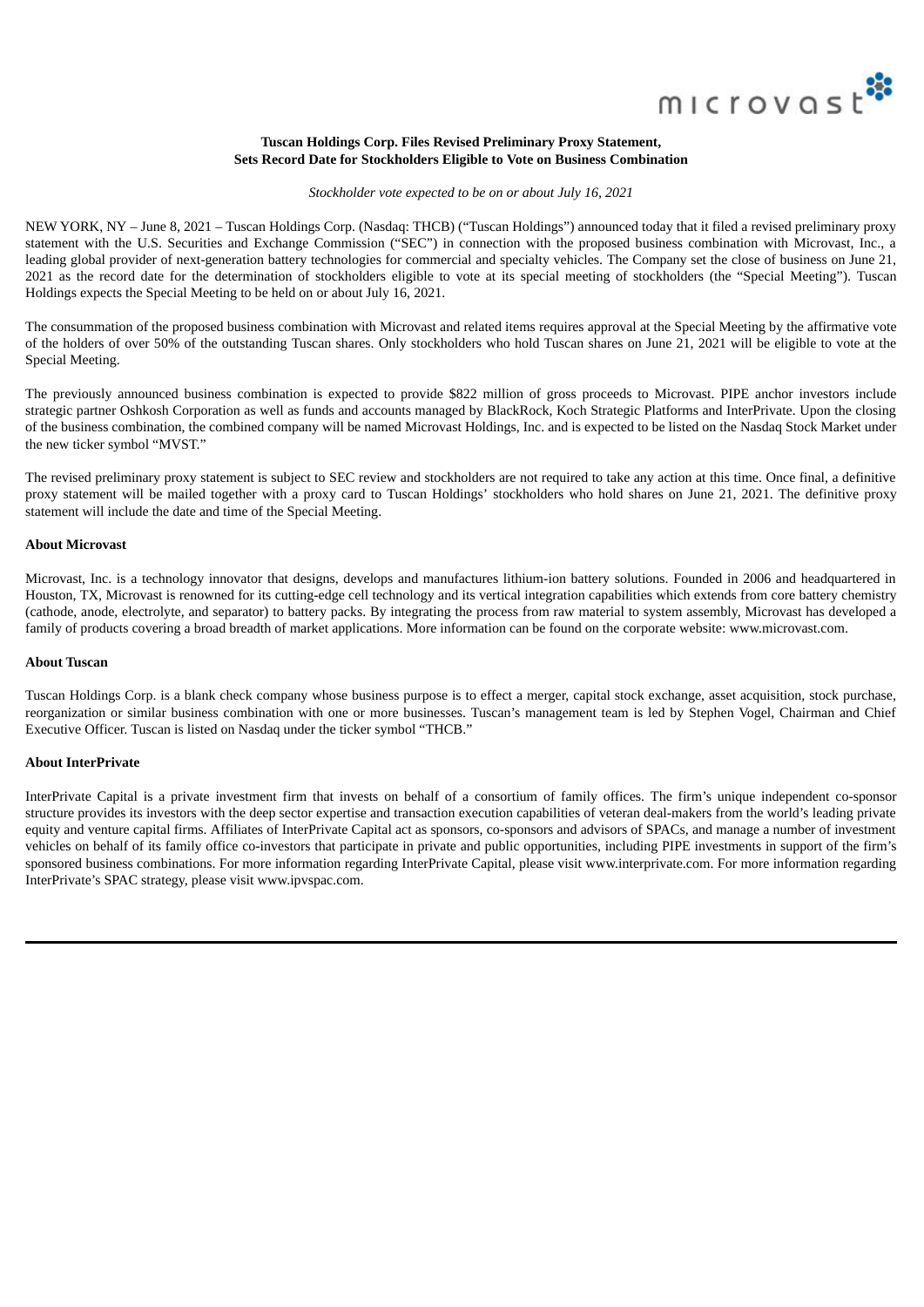**Tuscan Holdings Corp. Files Revised Preliminary Proxy Statement, Sets Record Date for Stockholders Eligible to Vote on Business Combination**

*Stockholder vote expected to be on or about July 16, 2021*

NEW YORK, NY – June 8, 2021 – Tuscan Holdings Corp. (Nasdaq: THCB) ("Tuscan Holdings") announced today that it filed a revised preliminary proxy statement with the U.S. Securities and Exchange Commission ("SEC") in connection with the proposed business combination with Microvast, Inc., a leading global provider of next-generation battery technologies for commercial and specialty vehicles. The Company set the close of business on June 21, 2021 as the record date for the determination of stockholders eligible to vote at its special meeting of stockholders (the "Special Meeting"). Tuscan Holdings expects the Special Meeting to be held on or about July 16, 2021.

The consummation of the proposed business combination with Microvast and related items requires approval at the Special Meeting by the affirmative vote of the holders of over 50% of the outstanding Tuscan shares. Only stockholders who hold Tuscan shares on June 21, 2021 will be eligible to vote at the Special Meeting.

The previously announced business combination is expected to provide $822 million of gross proceeds to Microvast. PIPE anchor investors include strategic partner Oshkosh Corporation as well as funds and accounts managed by BlackRock, Koch Strategic Platforms and InterPrivate. Upon the closing of the business combination, the combined company will be named Microvast Holdings, Inc. and is expected to be listed on the Nasdaq Stock Market under the new ticker symbol "MVST."

The revised preliminary proxy statement is subject to SEC review and stockholders are not required to take any action at this time. Once final, a definitive proxy statement will be mailed together with a proxy card to Tuscan Holdings' stockholders who hold shares on June 21, 2021. The definitive proxy statement will include the date and time of the Special Meeting.

**About Microvast**

Microvast, Inc. is a technology innovator that designs, develops and manufactures lithium-ion battery solutions. Founded in 2006 and headquartered in Houston, TX, Microvast is renowned for its cutting-edge cell technology and its vertical integration capabilities which extends from core battery chemistry (cathode, anode, electrolyte, and separator) to battery packs. By integrating the process from raw material to system assembly, Microvast has developed a family of products covering a broad breadth of market applications. More information can be found on the corporate website: www.microvast.com.

**About Tuscan**

Tuscan Holdings Corp. is a blank check company whose business purpose is to effect a merger, capital stock exchange, asset acquisition, stock purchase, reorganization or similar business combination with one or more businesses. Tuscan's management team is led by Stephen Vogel, Chairman and Chief Executive Officer. Tuscan is listed on Nasdaq under the ticker symbol "THCB."

**About InterPrivate**

InterPrivate Capital is a private investment firm that invests on behalf of a consortium of family offices. The firm's unique independent co-sponsor structure provides its investors with the deep sector expertise and transaction execution capabilities of veteran deal-makers from the world's leading private equity and venture capital firms. Affiliates of InterPrivate Capital act as sponsors, co-sponsors and advisors of SPACs, and manage a number of investment vehicles on behalf of its family office co-investors that participate in private and public opportunities, including PIPE investments in support of the firm's sponsored business combinations. For more information regarding InterPrivate Capital, please visit www.interprivate.com. For more information regarding InterPrivate's SPAC strategy, please visit www.ipvspac.com.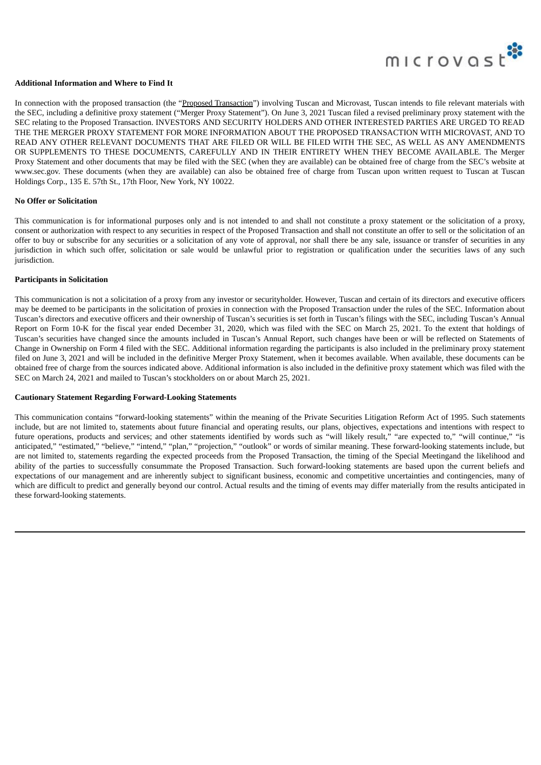**Additional Information and Where to Find It**

In connection with the proposed transaction (the "Proposed Transaction") involving Tuscan and Microvast, Tuscan intends to file relevant materials with the SEC, including a definitive proxy statement ("Merger Proxy Statement"). On June 3, 2021 Tuscan filed a revised preliminary proxy statement with the SEC relating to the Proposed Transaction. INVESTORS AND SECURITY HOLDERS AND OTHER INTERESTED PARTIES ARE URGED TO READ THE THE MERGER PROXY STATEMENT FOR MORE INFORMATION ABOUT THE PROPOSED TRANSACTION WITH MICROVAST, AND TO READ ANY OTHER RELEVANT DOCUMENTS THAT ARE FILED OR WILL BE FILED WITH THE SEC, AS WELL AS ANY AMENDMENTS OR SUPPLEMENTS TO THESE DOCUMENTS, CAREFULLY AND IN THEIR ENTIRETY WHEN THEY BECOME AVAILABLE. The Merger Proxy Statement and other documents that may be filed with the SEC (when they are available) can be obtained free of charge from the SEC's website at www.sec.gov. These documents (when they are available) can also be obtained free of charge from Tuscan upon written request to Tuscan at Tuscan Holdings Corp., 135 E. 57th St., 17th Floor, New York, NY 10022.

**No Offer or Solicitation**

This communication is for informational purposes only and is not intended to and shall not constitute a proxy statement or the solicitation of a proxy, consent or authorization with respect to any securities in respect of the Proposed Transaction and shall not constitute an offer to sell or the solicitation of an offer to buy or subscribe for any securities or a solicitation of any vote of approval, nor shall there be any sale, issuance or transfer of securities in any jurisdiction in which such offer, solicitation or sale would be unlawful prior to registration or qualification under the securities laws of any such jurisdiction.

**Participants in Solicitation**

This communication is not a solicitation of a proxy from any investor or securityholder. However, Tuscan and certain of its directors and executive officers may be deemed to be participants in the solicitation of proxies in connection with the Proposed Transaction under the rules of the SEC. Information about Tuscan's directors and executive officers and their ownership of Tuscan's securities is set forth in Tuscan's filings with the SEC, including Tuscan's Annual Report on Form 10-K for the fiscal year ended December 31, 2020, which was filed with the SEC on March 25, 2021. To the extent that holdings of Tuscan's securities have changed since the amounts included in Tuscan's Annual Report, such changes have been or will be reflected on Statements of Change in Ownership on Form 4 filed with the SEC. Additional information regarding the participants is also included in the preliminary proxy statement filed on June 3, 2021 and will be included in the definitive Merger Proxy Statement, when it becomes available. When available, these documents can be obtained free of charge from the sources indicated above. Additional information is also included in the definitive proxy statement which was filed with the SEC on March 24, 2021 and mailed to Tuscan's stockholders on or about March 25, 2021.

**Cautionary Statement Regarding Forward-Looking Statements**

This communication contains "forward-looking statements" within the meaning of the Private Securities Litigation Reform Act of 1995. Such statements include, but are not limited to, statements about future financial and operating results, our plans, objectives, expectations and intentions with respect to future operations, products and services; and other statements identified by words such as "will likely result," "are expected to," "will continue," "is anticipated," "estimated," "believe," "intend," "plan," "projection," "outlook" or words of similar meaning. These forward-looking statements include, but are not limited to, statements regarding the expected proceeds from the Proposed Transaction, the timing of the Special Meetingand the likelihood and ability of the parties to successfully consummate the Proposed Transaction. Such forward-looking statements are based upon the current beliefs and expectations of our management and are inherently subject to significant business, economic and competitive uncertainties and contingencies, many of which are difficult to predict and generally beyond our control. Actual results and the timing of events may differ materially from the results anticipated in these forward-looking statements.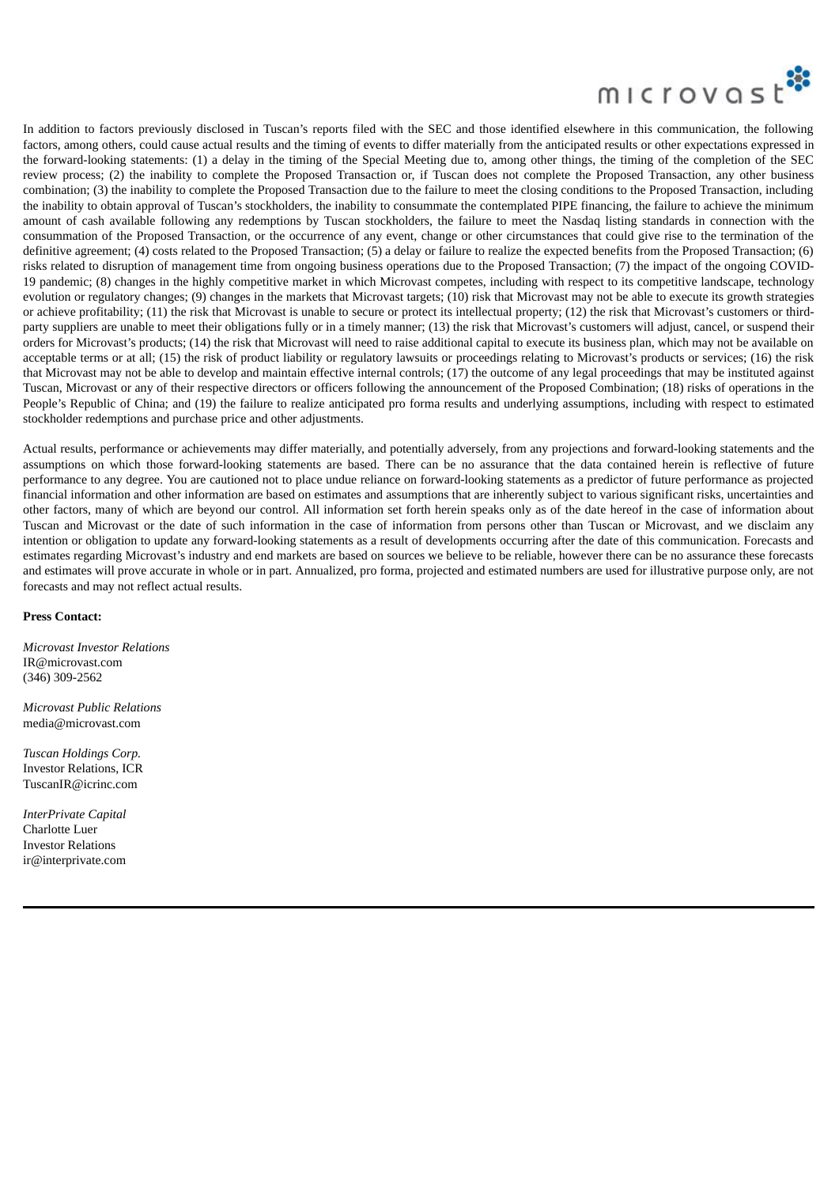In addition to factors previously disclosed in Tuscan's reports filed with the SEC and those identified elsewhere in this communication, the following factors, among others, could cause actual results and the timing of events to differ materially from the anticipated results or other expectations expressed in the forward-looking statements: (1) a delay in the timing of the Special Meeting due to, among other things, the timing of the completion of the SEC review process; (2) the inability to complete the Proposed Transaction or, if Tuscan does not complete the Proposed Transaction, any other business combination; (3) the inability to complete the Proposed Transaction due to the failure to meet the closing conditions to the Proposed Transaction, including the inability to obtain approval of Tuscan's stockholders, the inability to consummate the contemplated PIPE financing, the failure to achieve the minimum amount of cash available following any redemptions by Tuscan stockholders, the failure to meet the Nasdaq listing standards in connection with the consummation of the Proposed Transaction, or the occurrence of any event, change or other circumstances that could give rise to the termination of the definitive agreement; (4) costs related to the Proposed Transaction; (5) a delay or failure to realize the expected benefits from the Proposed Transaction; (6) risks related to disruption of management time from ongoing business operations due to the Proposed Transaction; (7) the impact of the ongoing COVID-19 pandemic; (8) changes in the highly competitive market in which Microvast competes, including with respect to its competitive landscape, technology evolution or regulatory changes; (9) changes in the markets that Microvast targets; (10) risk that Microvast may not be able to execute its growth strategies or achieve profitability; (11) the risk that Microvast is unable to secure or protect its intellectual property; (12) the risk that Microvast's customers or third-party suppliers are unable to meet their obligations fully or in a timely manner; (13) the risk that Microvast's customers will adjust, cancel, or suspend their orders for Microvast's products; (14) the risk that Microvast will need to raise additional capital to execute its business plan, which may not be available on acceptable terms or at all; (15) the risk of product liability or regulatory lawsuits or proceedings relating to Microvast's products or services; (16) the risk that Microvast may not be able to develop and maintain effective internal controls; (17) the outcome of any legal proceedings that may be instituted against Tuscan, Microvast or any of their respective directors or officers following the announcement of the Proposed Combination; (18) risks of operations in the People's Republic of China; and (19) the failure to realize anticipated pro forma results and underlying assumptions, including with respect to estimated stockholder redemptions and purchase price and other adjustments.

Actual results, performance or achievements may differ materially, and potentially adversely, from any projections and forward-looking statements and the assumptions on which those forward-looking statements are based. There can be no assurance that the data contained herein is reflective of future performance to any degree. You are cautioned not to place undue reliance on forward-looking statements as a predictor of future performance as projected financial information and other information are based on estimates and assumptions that are inherently subject to various significant risks, uncertainties and other factors, many of which are beyond our control. All information set forth herein speaks only as of the date hereof in the case of information about Tuscan and Microvast or the date of such information in the case of information from persons other than Tuscan or Microvast, and we disclaim any intention or obligation to update any forward-looking statements as a result of developments occurring after the date of this communication. Forecasts and estimates regarding Microvast's industry and end markets are based on sources we believe to be reliable, however there can be no assurance these forecasts and estimates will prove accurate in whole or in part. Annualized, pro forma, projected and estimated numbers are used for illustrative purpose only, are not forecasts and may not reflect actual results.

**Press Contact:**

*Microvast Investor Relations*
IR@microvast.com
(346) 309-2562

*Microvast Public Relations*
media@microvast.com

*Tuscan Holdings Corp.*
Investor Relations, ICR
TuscanIR@icrinc.com

*InterPrivate Capital*
Charlotte Luer
Investor Relations
ir@interprivate.com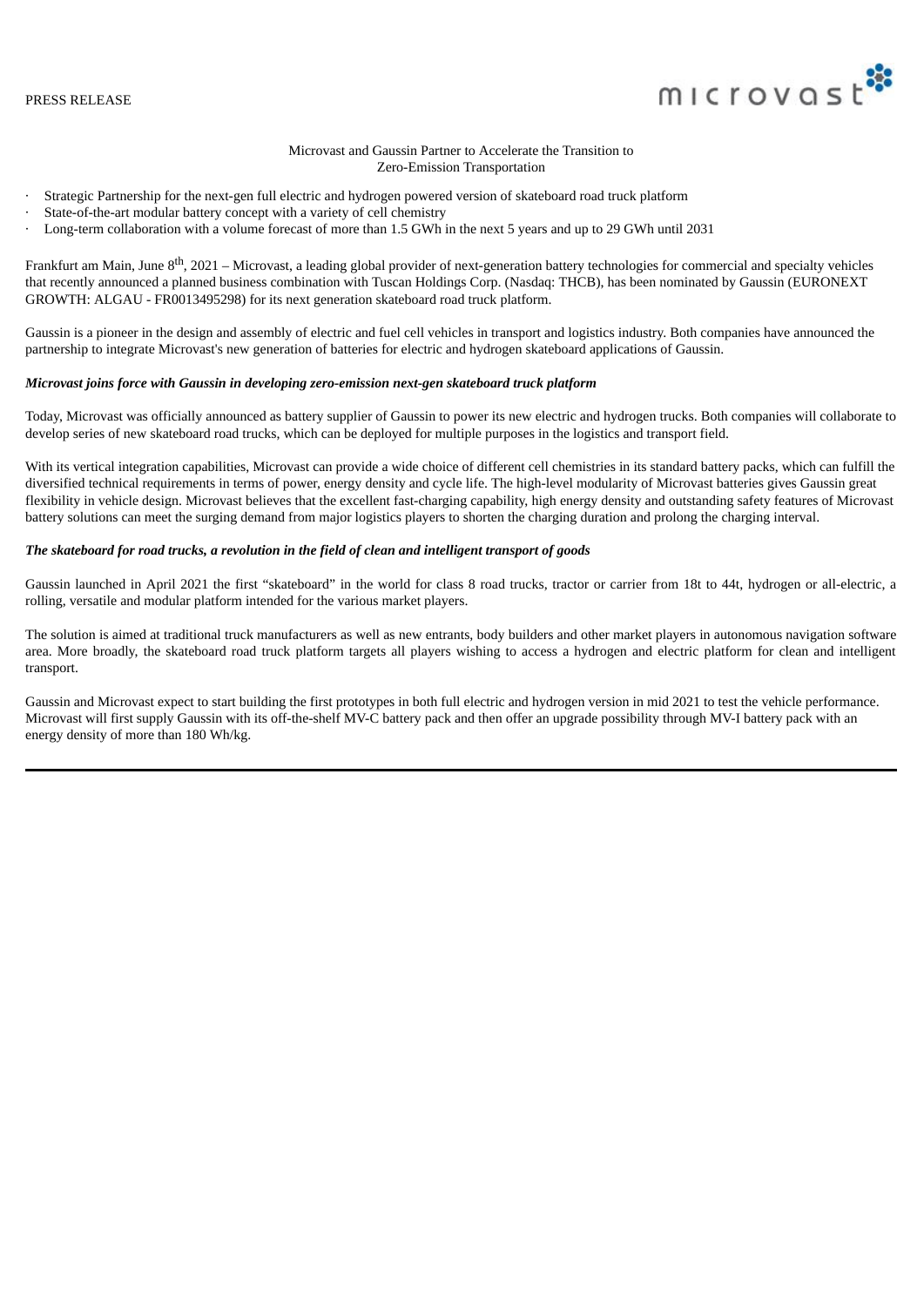PRESS RELEASE

# Microvast and Gaussin Partner to Accelerate the Transition to Zero-Emission Transportation

- Strategic Partnership for the next-gen full electric and hydrogen powered version of skateboard road truck platform
- State-of-the-art modular battery concept with a variety of cell chemistry
- Long-term collaboration with a volume forecast of more than 1.5 GWh in the next 5 years and up to 29 GWh until 2031

Frankfurt am Main, June 8th, 2021 – Microvast, a leading global provider of next-generation battery technologies for commercial and specialty vehicles that recently announced a planned business combination with Tuscan Holdings Corp. (Nasdaq: THCB), has been nominated by Gaussin (EURONEXT GROWTH: ALGAU - FR0013495298) for its next generation skateboard road truck platform.

Gaussin is a pioneer in the design and assembly of electric and fuel cell vehicles in transport and logistics industry. Both companies have announced the partnership to integrate Microvast's new generation of batteries for electric and hydrogen skateboard applications of Gaussin.

***Microvast joins force with Gaussin in developing zero-emission next-gen skateboard truck platform***

Today, Microvast was officially announced as battery supplier of Gaussin to power its new electric and hydrogen trucks. Both companies will collaborate to develop series of new skateboard road trucks, which can be deployed for multiple purposes in the logistics and transport field.

With its vertical integration capabilities, Microvast can provide a wide choice of different cell chemistries in its standard battery packs, which can fulfill the diversified technical requirements in terms of power, energy density and cycle life. The high-level modularity of Microvast batteries gives Gaussin great flexibility in vehicle design. Microvast believes that the excellent fast-charging capability, high energy density and outstanding safety features of Microvast battery solutions can meet the surging demand from major logistics players to shorten the charging duration and prolong the charging interval.

***The skateboard for road trucks, a revolution in the field of clean and intelligent transport of goods***

Gaussin launched in April 2021 the first “skateboard” in the world for class 8 road trucks, tractor or carrier from 18t to 44t, hydrogen or all-electric, a rolling, versatile and modular platform intended for the various market players.

The solution is aimed at traditional truck manufacturers as well as new entrants, body builders and other market players in autonomous navigation software area. More broadly, the skateboard road truck platform targets all players wishing to access a hydrogen and electric platform for clean and intelligent transport.

Gaussin and Microvast expect to start building the first prototypes in both full electric and hydrogen version in mid 2021 to test the vehicle performance. Microvast will first supply Gaussin with its off-the-shelf MV-C battery pack and then offer an upgrade possibility through MV-I battery pack with an energy density of more than 180 Wh/kg.

---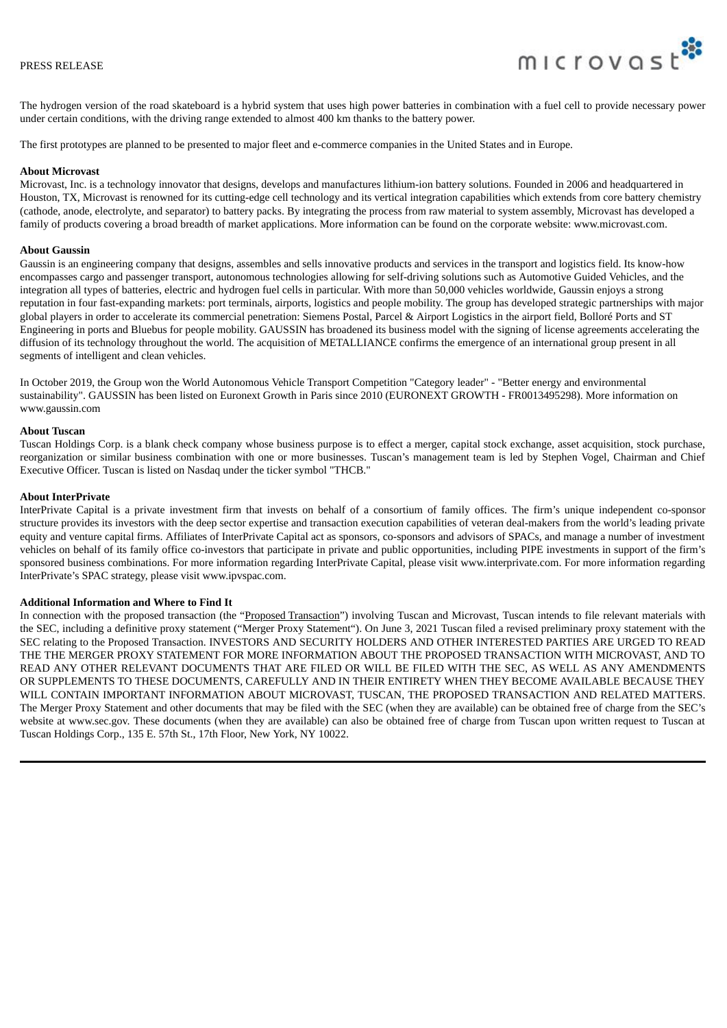The hydrogen version of the road skateboard is a hybrid system that uses high power batteries in combination with a fuel cell to provide necessary power under certain conditions, with the driving range extended to almost 400 km thanks to the battery power.

The first prototypes are planned to be presented to major fleet and e-commerce companies in the United States and in Europe.

**About Microvast**

Microvast, Inc. is a technology innovator that designs, develops and manufactures lithium-ion battery solutions. Founded in 2006 and headquartered in Houston, TX, Microvast is renowned for its cutting-edge cell technology and its vertical integration capabilities which extends from core battery chemistry (cathode, anode, electrolyte, and separator) to battery packs. By integrating the process from raw material to system assembly, Microvast has developed a family of products covering a broad breadth of market applications. More information can be found on the corporate website: www.microvast.com.

**About Gaussin**

Gaussin is an engineering company that designs, assembles and sells innovative products and services in the transport and logistics field. Its know-how encompasses cargo and passenger transport, autonomous technologies allowing for self-driving solutions such as Automotive Guided Vehicles, and the integration all types of batteries, electric and hydrogen fuel cells in particular. With more than 50,000 vehicles worldwide, Gaussin enjoys a strong reputation in four fast-expanding markets: port terminals, airports, logistics and people mobility. The group has developed strategic partnerships with major global players in order to accelerate its commercial penetration: Siemens Postal, Parcel & Airport Logistics in the airport field, Bolloré Ports and ST Engineering in ports and Bluebus for people mobility. GAUSSIN has broadened its business model with the signing of license agreements accelerating the diffusion of its technology throughout the world. The acquisition of METALLIANCE confirms the emergence of an international group present in all segments of intelligent and clean vehicles.

In October 2019, the Group won the World Autonomous Vehicle Transport Competition "Category leader" - "Better energy and environmental sustainability". GAUSSIN has been listed on Euronext Growth in Paris since 2010 (EURONEXT GROWTH - FR0013495298). More information on www.gaussin.com

**About Tuscan**

Tuscan Holdings Corp. is a blank check company whose business purpose is to effect a merger, capital stock exchange, asset acquisition, stock purchase, reorganization or similar business combination with one or more businesses. Tuscan's management team is led by Stephen Vogel, Chairman and Chief Executive Officer. Tuscan is listed on Nasdaq under the ticker symbol "THCB."

**About InterPrivate**

InterPrivate Capital is a private investment firm that invests on behalf of a consortium of family offices. The firm's unique independent co-sponsor structure provides its investors with the deep sector expertise and transaction execution capabilities of veteran deal-makers from the world's leading private equity and venture capital firms. Affiliates of InterPrivate Capital act as sponsors, co-sponsors and advisors of SPACs, and manage a number of investment vehicles on behalf of its family office co-investors that participate in private and public opportunities, including PIPE investments in support of the firm's sponsored business combinations. For more information regarding InterPrivate Capital, please visit www.interprivate.com. For more information regarding InterPrivate's SPAC strategy, please visit www.ipvspac.com.

**Additional Information and Where to Find It**

In connection with the proposed transaction (the "Proposed Transaction") involving Tuscan and Microvast, Tuscan intends to file relevant materials with the SEC, including a definitive proxy statement ("Merger Proxy Statement"). On June 3, 2021 Tuscan filed a revised preliminary proxy statement with the SEC relating to the Proposed Transaction. INVESTORS AND SECURITY HOLDERS AND OTHER INTERESTED PARTIES ARE URGED TO READ THE THE MERGER PROXY STATEMENT FOR MORE INFORMATION ABOUT THE PROPOSED TRANSACTION WITH MICROVAST, AND TO READ ANY OTHER RELEVANT DOCUMENTS THAT ARE FILED OR WILL BE FILED WITH THE SEC, AS WELL AS ANY AMENDMENTS OR SUPPLEMENTS TO THESE DOCUMENTS, CAREFULLY AND IN THEIR ENTIRETY WHEN THEY BECOME AVAILABLE BECAUSE THEY WILL CONTAIN IMPORTANT INFORMATION ABOUT MICROVAST, TUSCAN, THE PROPOSED TRANSACTION AND RELATED MATTERS. The Merger Proxy Statement and other documents that may be filed with the SEC (when they are available) can be obtained free of charge from the SEC's website at www.sec.gov. These documents (when they are available) can also be obtained free of charge from Tuscan upon written request to Tuscan at Tuscan Holdings Corp., 135 E. 57th St., 17th Floor, New York, NY 10022.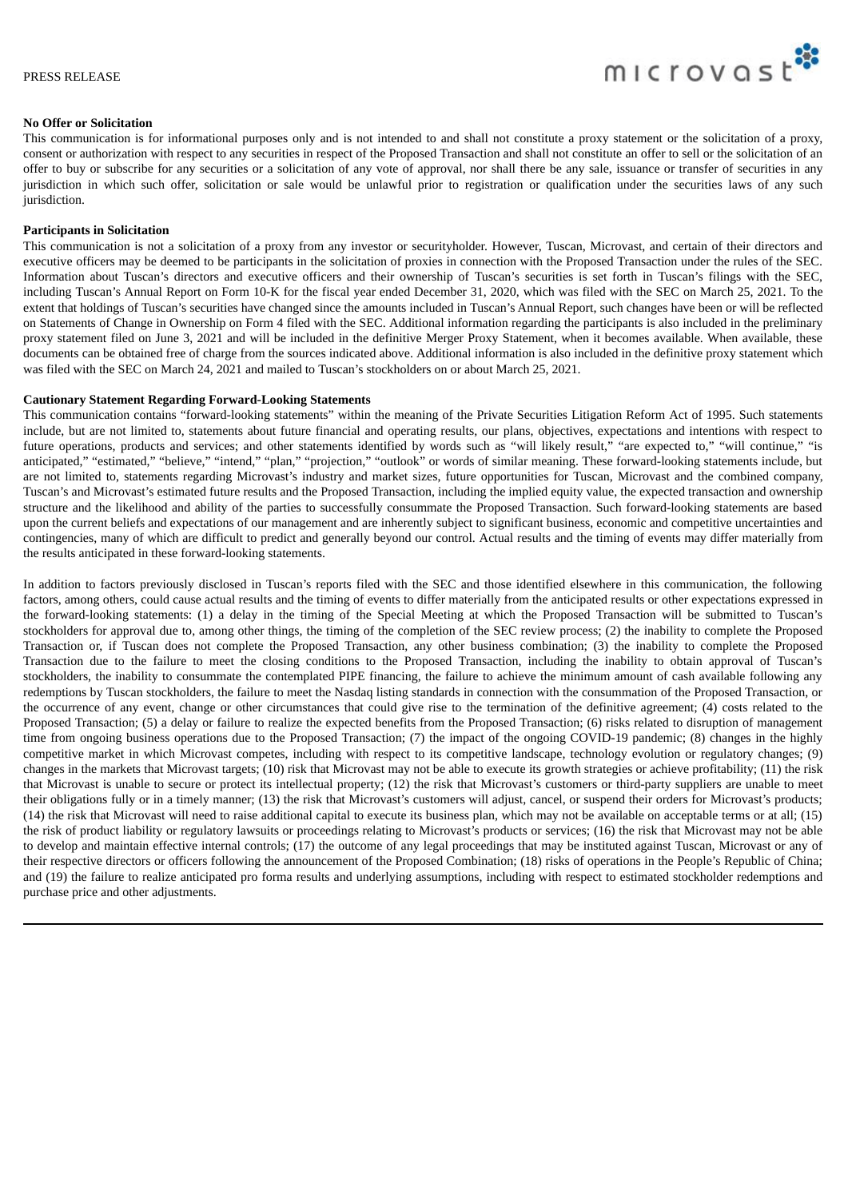**No Offer or Solicitation**

This communication is for informational purposes only and is not intended to and shall not constitute a proxy statement or the solicitation of a proxy, consent or authorization with respect to any securities in respect of the Proposed Transaction and shall not constitute an offer to sell or the solicitation of an offer to buy or subscribe for any securities or a solicitation of any vote of approval, nor shall there be any sale, issuance or transfer of securities in any jurisdiction in which such offer, solicitation or sale would be unlawful prior to registration or qualification under the securities laws of any such jurisdiction.

**Participants in Solicitation**

This communication is not a solicitation of a proxy from any investor or securityholder. However, Tuscan, Microvast, and certain of their directors and executive officers may be deemed to be participants in the solicitation of proxies in connection with the Proposed Transaction under the rules of the SEC. Information about Tuscan's directors and executive officers and their ownership of Tuscan's securities is set forth in Tuscan's filings with the SEC, including Tuscan's Annual Report on Form 10-K for the fiscal year ended December 31, 2020, which was filed with the SEC on March 25, 2021. To the extent that holdings of Tuscan's securities have changed since the amounts included in Tuscan's Annual Report, such changes have been or will be reflected on Statements of Change in Ownership on Form 4 filed with the SEC. Additional information regarding the participants is also included in the preliminary proxy statement filed on June 3, 2021 and will be included in the definitive Merger Proxy Statement, when it becomes available. When available, these documents can be obtained free of charge from the sources indicated above. Additional information is also included in the definitive proxy statement which was filed with the SEC on March 24, 2021 and mailed to Tuscan's stockholders on or about March 25, 2021.

**Cautionary Statement Regarding Forward-Looking Statements**

This communication contains "forward-looking statements" within the meaning of the Private Securities Litigation Reform Act of 1995. Such statements include, but are not limited to, statements about future financial and operating results, our plans, objectives, expectations and intentions with respect to future operations, products and services; and other statements identified by words such as "will likely result," "are expected to," "will continue," "is anticipated," "estimated," "believe," "intend," "plan," "projection," "outlook" or words of similar meaning. These forward-looking statements include, but are not limited to, statements regarding Microvast's industry and market sizes, future opportunities for Tuscan, Microvast and the combined company, Tuscan's and Microvast's estimated future results and the Proposed Transaction, including the implied equity value, the expected transaction and ownership structure and the likelihood and ability of the parties to successfully consummate the Proposed Transaction. Such forward-looking statements are based upon the current beliefs and expectations of our management and are inherently subject to significant business, economic and competitive uncertainties and contingencies, many of which are difficult to predict and generally beyond our control. Actual results and the timing of events may differ materially from the results anticipated in these forward-looking statements.

In addition to factors previously disclosed in Tuscan's reports filed with the SEC and those identified elsewhere in this communication, the following factors, among others, could cause actual results and the timing of events to differ materially from the anticipated results or other expectations expressed in the forward-looking statements: (1) a delay in the timing of the Special Meeting at which the Proposed Transaction will be submitted to Tuscan's stockholders for approval due to, among other things, the timing of the completion of the SEC review process; (2) the inability to complete the Proposed Transaction or, if Tuscan does not complete the Proposed Transaction, any other business combination; (3) the inability to complete the Proposed Transaction due to the failure to meet the closing conditions to the Proposed Transaction, including the inability to obtain approval of Tuscan's stockholders, the inability to consummate the contemplated PIPE financing, the failure to achieve the minimum amount of cash available following any redemptions by Tuscan stockholders, the failure to meet the Nasdaq listing standards in connection with the consummation of the Proposed Transaction, or the occurrence of any event, change or other circumstances that could give rise to the termination of the definitive agreement; (4) costs related to the Proposed Transaction; (5) a delay or failure to realize the expected benefits from the Proposed Transaction; (6) risks related to disruption of management time from ongoing business operations due to the Proposed Transaction; (7) the impact of the ongoing COVID-19 pandemic; (8) changes in the highly competitive market in which Microvast competes, including with respect to its competitive landscape, technology evolution or regulatory changes; (9) changes in the markets that Microvast targets; (10) risk that Microvast may not be able to execute its growth strategies or achieve profitability; (11) the risk that Microvast is unable to secure or protect its intellectual property; (12) the risk that Microvast's customers or third-party suppliers are unable to meet their obligations fully or in a timely manner; (13) the risk that Microvast's customers will adjust, cancel, or suspend their orders for Microvast's products; (14) the risk that Microvast will need to raise additional capital to execute its business plan, which may not be available on acceptable terms or at all; (15) the risk of product liability or regulatory lawsuits or proceedings relating to Microvast's products or services; (16) the risk that Microvast may not be able to develop and maintain effective internal controls; (17) the outcome of any legal proceedings that may be instituted against Tuscan, Microvast or any of their respective directors or officers following the announcement of the Proposed Combination; (18) risks of operations in the People's Republic of China; and (19) the failure to realize anticipated pro forma results and underlying assumptions, including with respect to estimated stockholder redemptions and purchase price and other adjustments.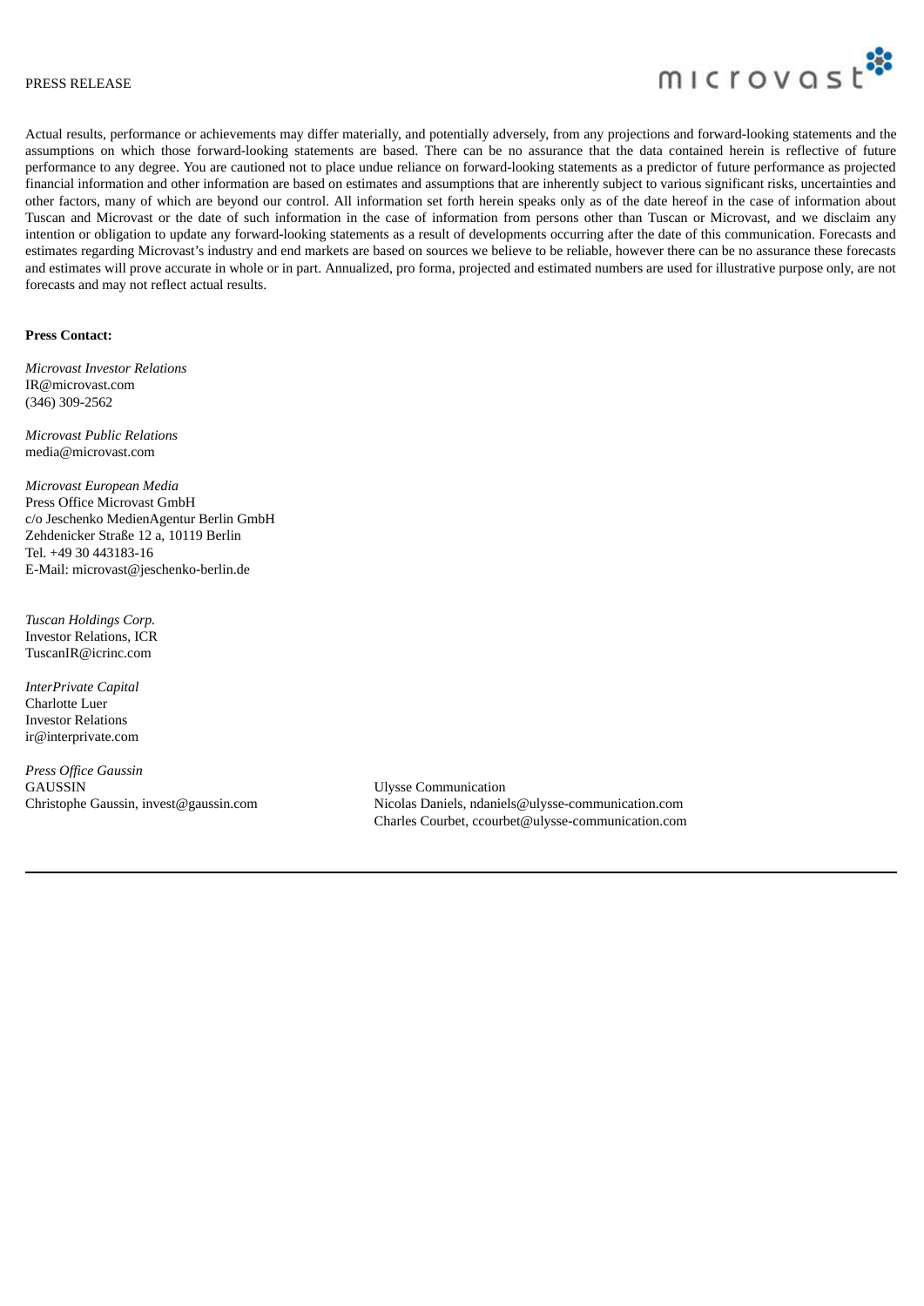Actual results, performance or achievements may differ materially, and potentially adversely, from any projections and forward-looking statements and the assumptions on which those forward-looking statements are based. There can be no assurance that the data contained herein is reflective of future performance to any degree. You are cautioned not to place undue reliance on forward-looking statements as a predictor of future performance as projected financial information and other information are based on estimates and assumptions that are inherently subject to various significant risks, uncertainties and other factors, many of which are beyond our control. All information set forth herein speaks only as of the date hereof in the case of information about Tuscan and Microvast or the date of such information in the case of information from persons other than Tuscan or Microvast, and we disclaim any intention or obligation to update any forward-looking statements as a result of developments occurring after the date of this communication. Forecasts and estimates regarding Microvast's industry and end markets are based on sources we believe to be reliable, however there can be no assurance these forecasts and estimates will prove accurate in whole or in part. Annualized, pro forma, projected and estimated numbers are used for illustrative purpose only, are not forecasts and may not reflect actual results.

**Press Contact:**

*Microvast Investor Relations*
IR@microvast.com
(346) 309-2562

*Microvast Public Relations*
media@microvast.com

*Microvast European Media*
Press Office Microvast GmbH
c/o Jeschenko MedienAgentur Berlin GmbH
Zehdenicker Straße 12 a, 10119 Berlin
Tel. +49 30 443183-16
E-Mail: microvast@jeschenko-berlin.de

*Tuscan Holdings Corp.*
Investor Relations, ICR
TuscanIR@icrinc.com

*InterPrivate Capital*
Charlotte Luer
Investor Relations
ir@interprivate.com

*Press Office Gaussin*
GAUSSIN
Christophe Gaussin, invest@gaussin.com

Ulysse Communication
Nicolas Daniels, ndaniels@ulysse-communication.com
Charles Courbet, ccourbet@ulysse-communication.com